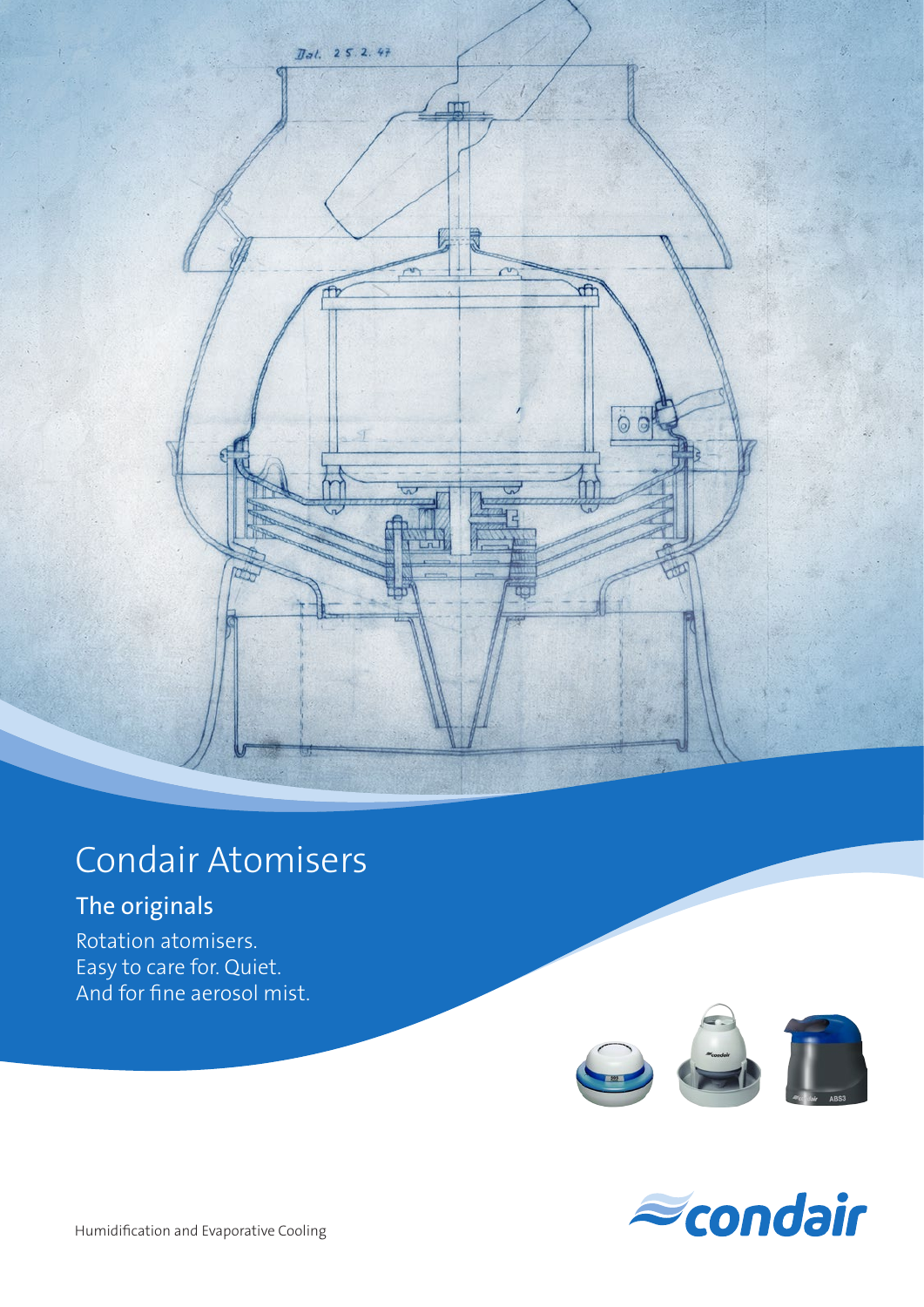# Condair Atomisers

## The originals

Rotation atomisers.
Easy to care for. Quiet.
And for fine aerosol mist.

Humidification and Evaporative Cooling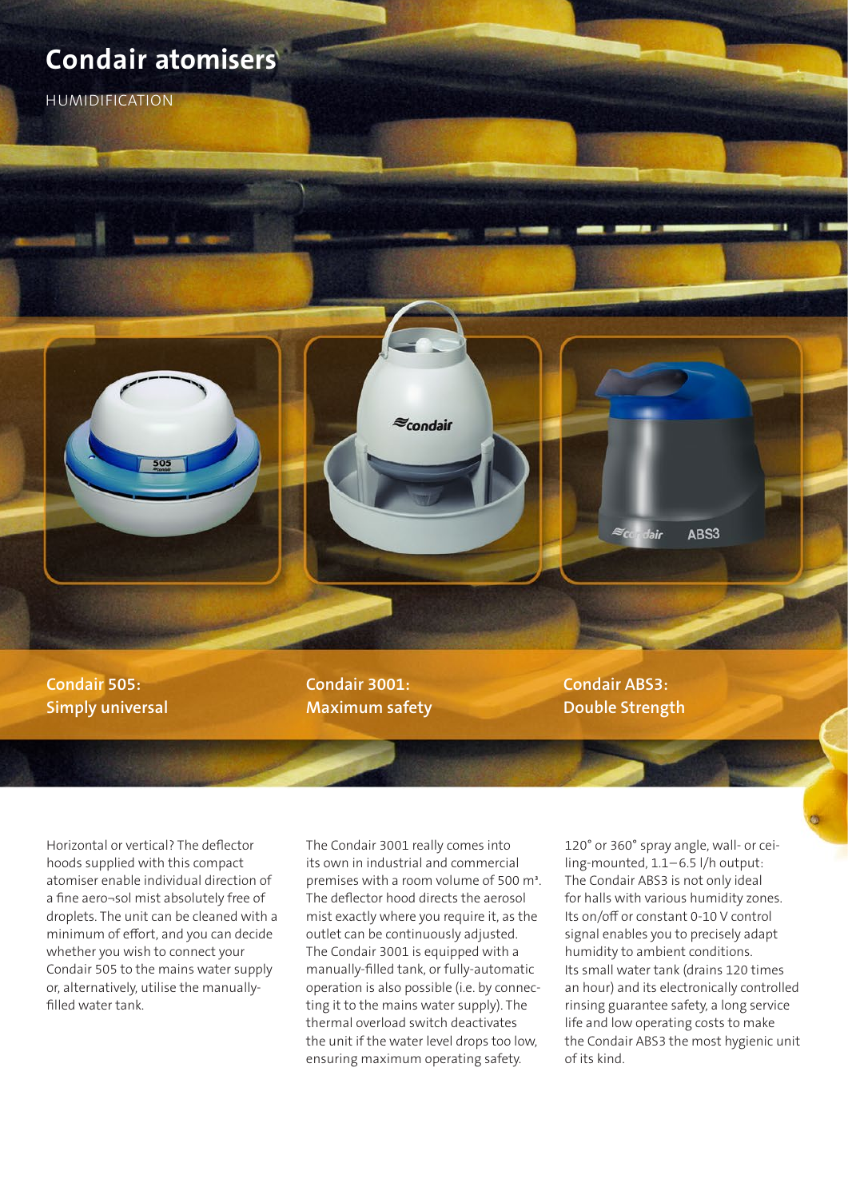# Condair atomisers

HUMIDIFICATION

## Condair 505: Simply universal

Horizontal or vertical? The deflector hoods supplied with this compact atomiser enable individual direction of a fine aero¬sol mist absolutely free of droplets. The unit can be cleaned with a minimum of effort, and you can decide whether you wish to connect your Condair 505 to the mains water supply or, alternatively, utilise the manually-filled water tank.

## Condair 3001: Maximum safety

The Condair 3001 really comes into its own in industrial and commercial premises with a room volume of 500 m³. The deflector hood directs the aerosol mist exactly where you require it, as the outlet can be continuously adjusted. The Condair 3001 is equipped with a manually-filled tank, or fully-automatic operation is also possible (i.e. by connecting it to the mains water supply). The thermal overload switch deactivates the unit if the water level drops too low, ensuring maximum operating safety.

## Condair ABS3: Double Strength

120° or 360° spray angle, wall- or ceiling-mounted, 1.1 – 6.5 l/h output: The Condair ABS3 is not only ideal for halls with various humidity zones. Its on/off or constant 0-10 V control signal enables you to precisely adapt humidity to ambient conditions. Its small water tank (drains 120 times an hour) and its electronically controlled rinsing guarantee safety, a long service life and low operating costs to make the Condair ABS3 the most hygienic unit of its kind.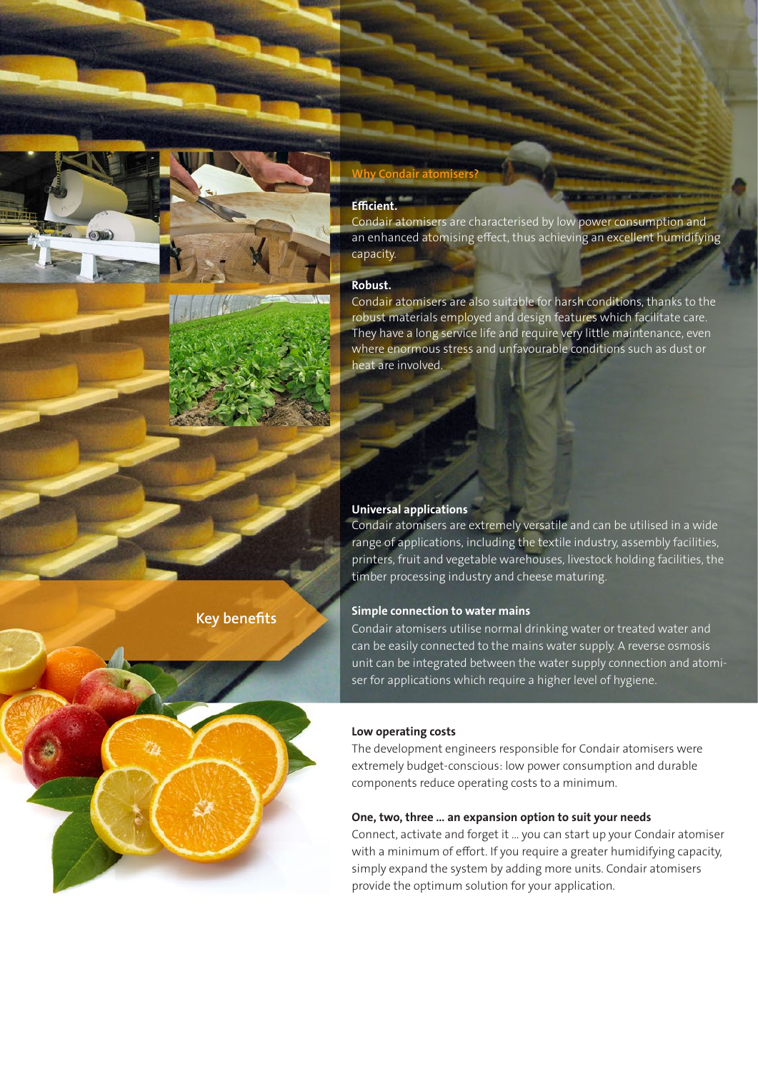## Key benefits

### Why Condair atomisers?

**Efficient.**
Condair atomisers are characterised by low power consumption and an enhanced atomising effect, thus achieving an excellent humidifying capacity.

**Robust.**
Condair atomisers are also suitable for harsh conditions, thanks to the robust materials employed and design features which facilitate care. They have a long service life and require very little maintenance, even where enormous stress and unfavourable conditions such as dust or heat are involved.

**Universal applications**
Condair atomisers are extremely versatile and can be utilised in a wide range of applications, including the textile industry, assembly facilities, printers, fruit and vegetable warehouses, livestock holding facilities, the timber processing industry and cheese maturing.

**Simple connection to water mains**
Condair atomisers utilise normal drinking water or treated water and can be easily connected to the mains water supply. A reverse osmosis unit can be integrated between the water supply connection and atomiser for applications which require a higher level of hygiene.

**Low operating costs**
The development engineers responsible for Condair atomisers were extremely budget-conscious: low power consumption and durable components reduce operating costs to a minimum.

**One, two, three ... an expansion option to suit your needs**
Connect, activate and forget it ... you can start up your Condair atomiser with a minimum of effort. If you require a greater humidifying capacity, simply expand the system by adding more units. Condair atomisers provide the optimum solution for your application.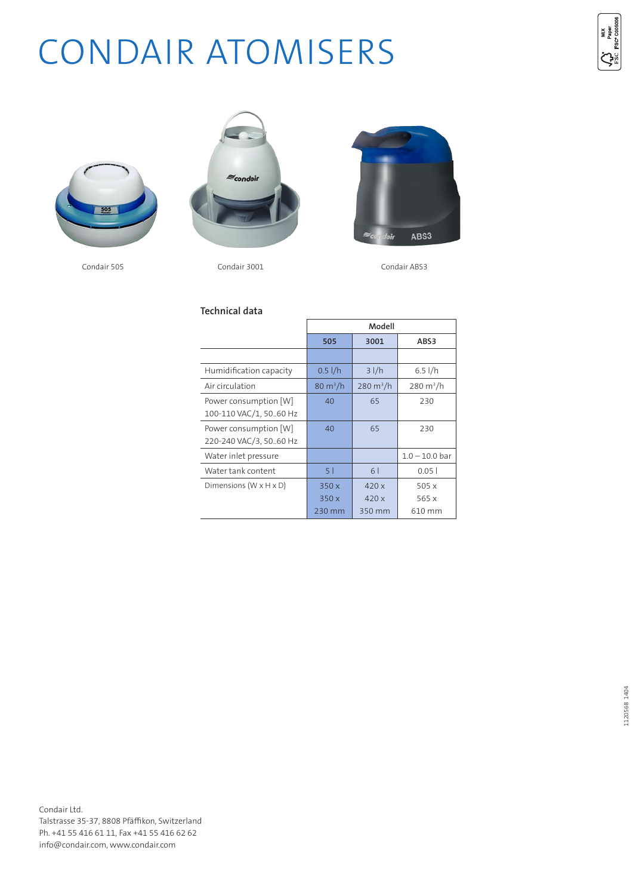# CONDAIR ATOMISERS

Condair 505

Condair 3001

Condair ABS3

**Technical data**

| | Modell | | |
|---|---|---|---|
| | 505 | 3001 | ABS3 |
| | | | |
| Humidification capacity | 0.5 l/h | 3 l/h | 6.5 l/h |
| Air circulation | 80 m³/h | 280 m³/h | 280 m³/h |
| Power consumption [W] 100-110 VAC/1, 50..60 Hz | 40 | 65 | 230 |
| Power consumption [W] 220-240 VAC/3, 50..60 Hz | 40 | 65 | 230 |
| Water inlet pressure | | | 1.0 – 10.0 bar |
| Water tank content | 5 l | 6 l | 0.05 l |
| Dimensions (W x H x D) | 350 x 350 x 230 mm | 420 x 420 x 350 mm | 505 x 565 x 610 mm |

Condair Ltd.
Talstrasse 35-37, 8808 Pfäffikon, Switzerland
Ph. +41 55 416 61 11, Fax +41 55 416 62 62
info@condair.com, www.condair.com

1120568 1404